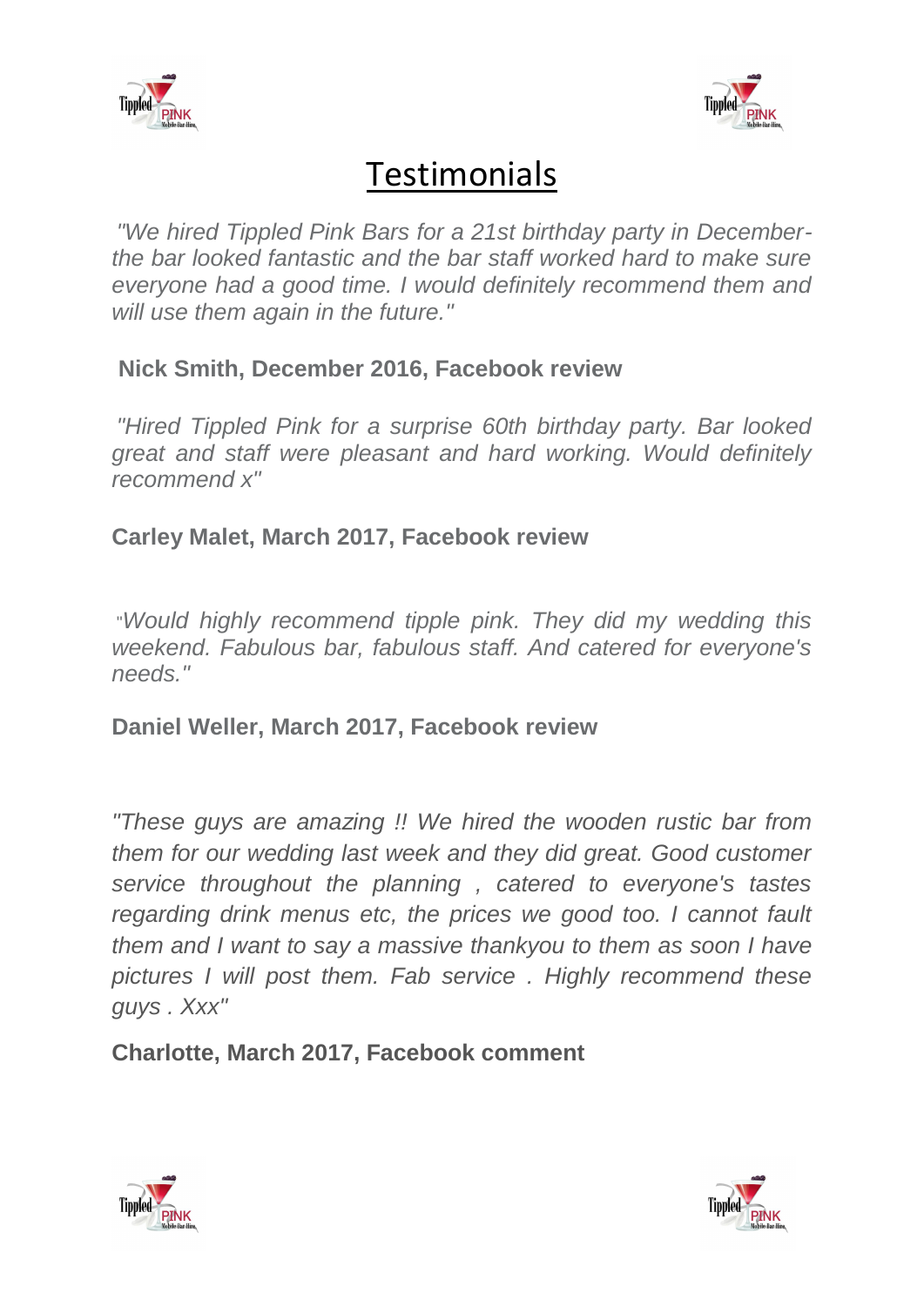# Testimonials

*"We hired Tippled Pink Bars for a 21st birthday party in December- the bar looked fantastic and the bar staff worked hard to make sure everyone had a good time. I would definitely recommend them and will use them again in the future."*

**Nick Smith, December 2016, Facebook review**

*"Hired Tippled Pink for a surprise 60th birthday party. Bar looked great and staff were pleasant and hard working. Would definitely recommend x"*

**Carley Malet, March 2017, Facebook review**

*"Would highly recommend tipple pink. They did my wedding this weekend. Fabulous bar, fabulous staff. And catered for everyone's needs."*

**Daniel Weller, March 2017, Facebook review**

*"These guys are amazing !! We hired the wooden rustic bar from them for our wedding last week and they did great. Good customer service throughout the planning , catered to everyone's tastes regarding drink menus etc, the prices we good too. I cannot fault them and I want to say a massive thankyou to them as soon I have pictures I will post them. Fab service . Highly recommend these guys . Xxx"*

**Charlotte, March 2017, Facebook comment**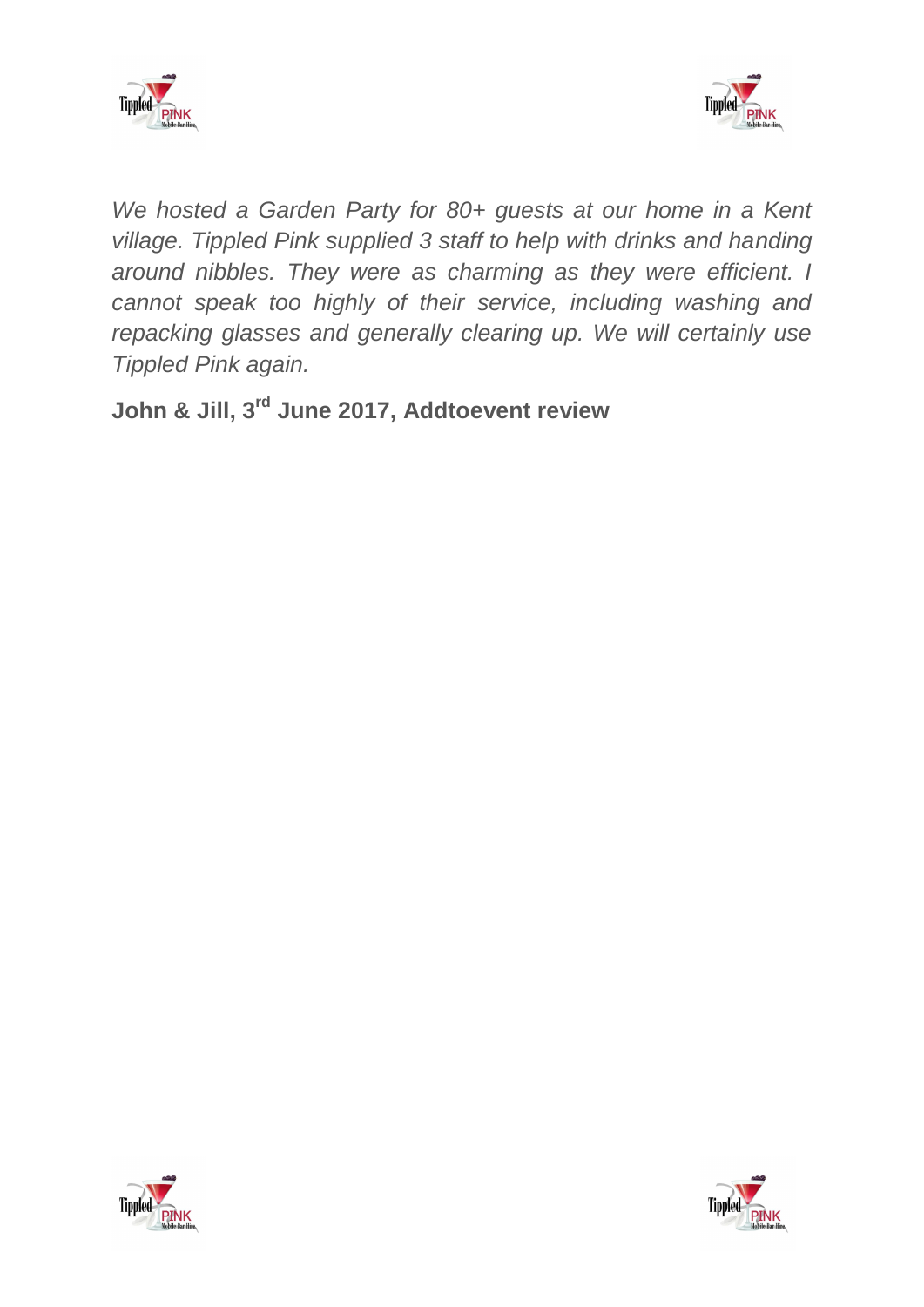*We hosted a Garden Party for 80+ guests at our home in a Kent village. Tippled Pink supplied 3 staff to help with drinks and handing around nibbles. They were as charming as they were efficient. I cannot speak too highly of their service, including washing and repacking glasses and generally clearing up. We will certainly use Tippled Pink again.*

**John & Jill, 3rd June 2017, Addtoevent review**